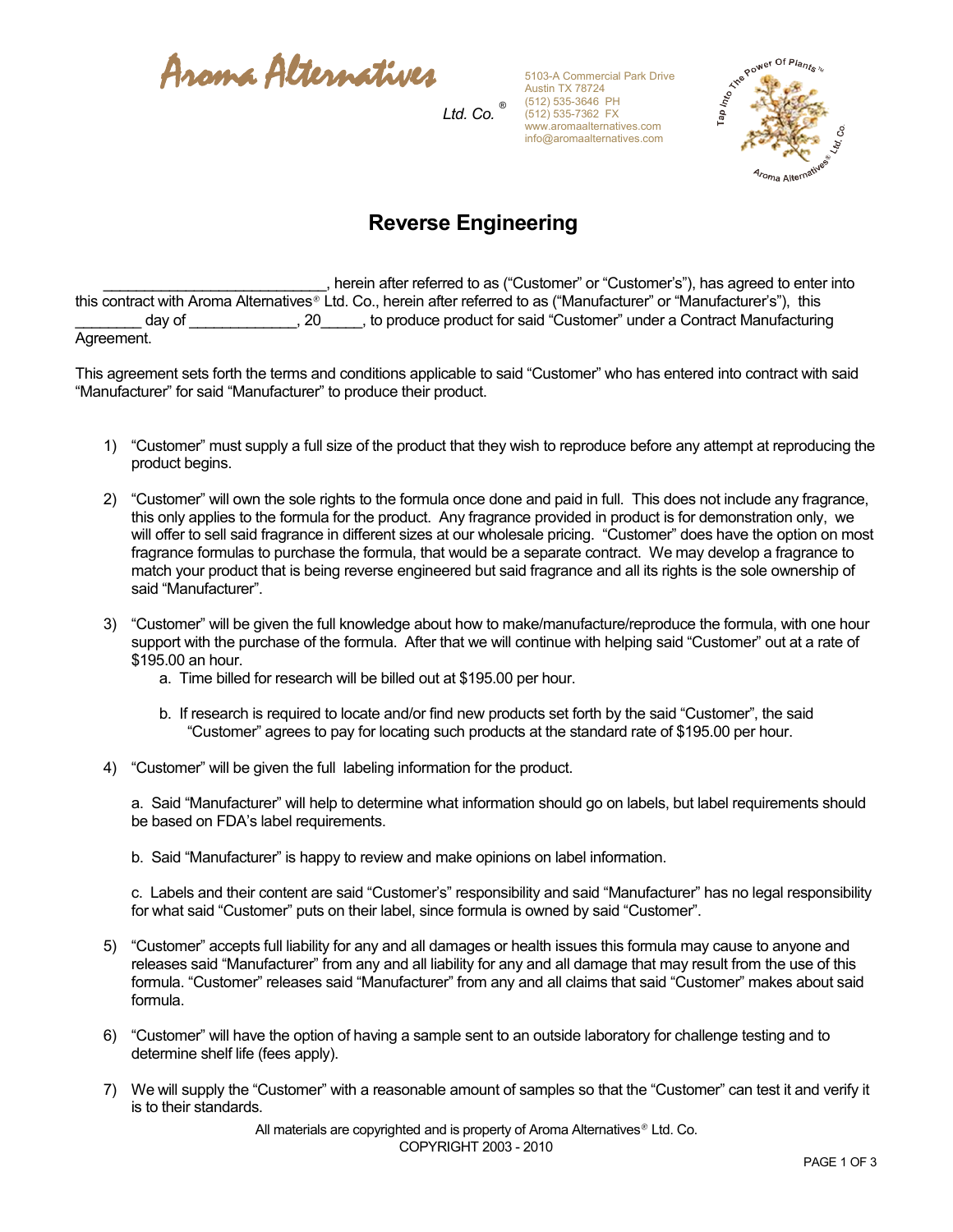Aroma Alternatives Ltd. Co.®

5103-A Commercial Park Drive
Austin TX 78724
(512) 535-3646 PH
(512) 535-7362 FX
www.aromaalternatives.com
info@aromaalternatives.com

# Reverse Engineering

___________________________, herein after referred to as ("Customer" or "Customer's"), has agreed to enter into this contract with Aroma Alternatives® Ltd. Co., herein after referred to as ("Manufacturer" or "Manufacturer's"), this ________ day of _____________, 20_____, to produce product for said "Customer" under a Contract Manufacturing Agreement.

This agreement sets forth the terms and conditions applicable to said "Customer" who has entered into contract with said "Manufacturer" for said "Manufacturer" to produce their product.

1) "Customer" must supply a full size of the product that they wish to reproduce before any attempt at reproducing the product begins.

2) "Customer" will own the sole rights to the formula once done and paid in full. This does not include any fragrance, this only applies to the formula for the product. Any fragrance provided in product is for demonstration only, we will offer to sell said fragrance in different sizes at our wholesale pricing. "Customer" does have the option on most fragrance formulas to purchase the formula, that would be a separate contract. We may develop a fragrance to match your product that is being reverse engineered but said fragrance and all its rights is the sole ownership of said "Manufacturer".

3) "Customer" will be given the full knowledge about how to make/manufacture/reproduce the formula, with one hour support with the purchase of the formula. After that we will continue with helping said "Customer" out at a rate of $195.00 an hour.
   a. Time billed for research will be billed out at $195.00 per hour.

   b. If research is required to locate and/or find new products set forth by the said "Customer", the said "Customer" agrees to pay for locating such products at the standard rate of $195.00 per hour.

4) "Customer" will be given the full labeling information for the product.

   a. Said "Manufacturer" will help to determine what information should go on labels, but label requirements should be based on FDA's label requirements.

   b. Said "Manufacturer" is happy to review and make opinions on label information.

   c. Labels and their content are said "Customer's" responsibility and said "Manufacturer" has no legal responsibility for what said "Customer" puts on their label, since formula is owned by said "Customer".

5) "Customer" accepts full liability for any and all damages or health issues this formula may cause to anyone and releases said "Manufacturer" from any and all liability for any and all damage that may result from the use of this formula. "Customer" releases said "Manufacturer" from any and all claims that said "Customer" makes about said formula.

6) "Customer" will have the option of having a sample sent to an outside laboratory for challenge testing and to determine shelf life (fees apply).

7) We will supply the "Customer" with a reasonable amount of samples so that the "Customer" can test it and verify it is to their standards.

All materials are copyrighted and is property of Aroma Alternatives® Ltd. Co.
COPYRIGHT 2003 - 2010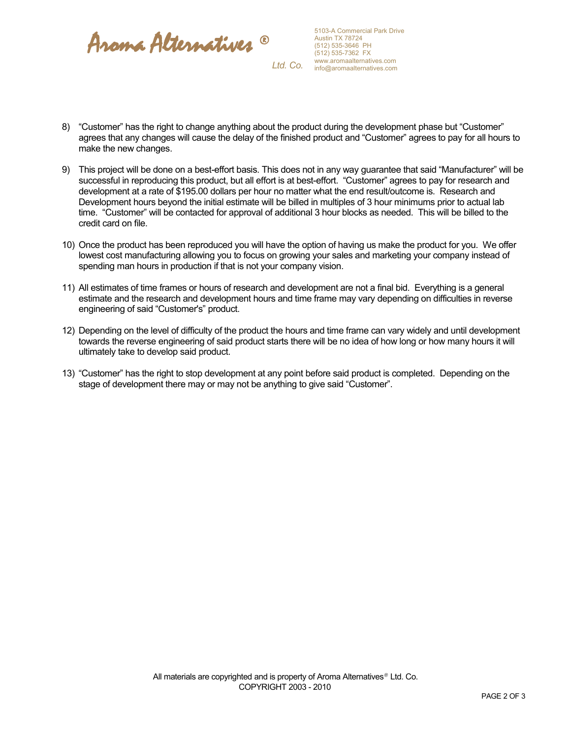8) "Customer" has the right to change anything about the product during the development phase but "Customer" agrees that any changes will cause the delay of the finished product and "Customer" agrees to pay for all hours to make the new changes.

9) This project will be done on a best-effort basis. This does not in any way guarantee that said "Manufacturer" will be successful in reproducing this product, but all effort is at best-effort. "Customer" agrees to pay for research and development at a rate of $195.00 dollars per hour no matter what the end result/outcome is. Research and Development hours beyond the initial estimate will be billed in multiples of 3 hour minimums prior to actual lab time. "Customer" will be contacted for approval of additional 3 hour blocks as needed. This will be billed to the credit card on file.

10) Once the product has been reproduced you will have the option of having us make the product for you. We offer lowest cost manufacturing allowing you to focus on growing your sales and marketing your company instead of spending man hours in production if that is not your company vision.

11) All estimates of time frames or hours of research and development are not a final bid. Everything is a general estimate and the research and development hours and time frame may vary depending on difficulties in reverse engineering of said "Customer's" product.

12) Depending on the level of difficulty of the product the hours and time frame can vary widely and until development towards the reverse engineering of said product starts there will be no idea of how long or how many hours it will ultimately take to develop said product.

13) "Customer" has the right to stop development at any point before said product is completed. Depending on the stage of development there may or may not be anything to give said "Customer".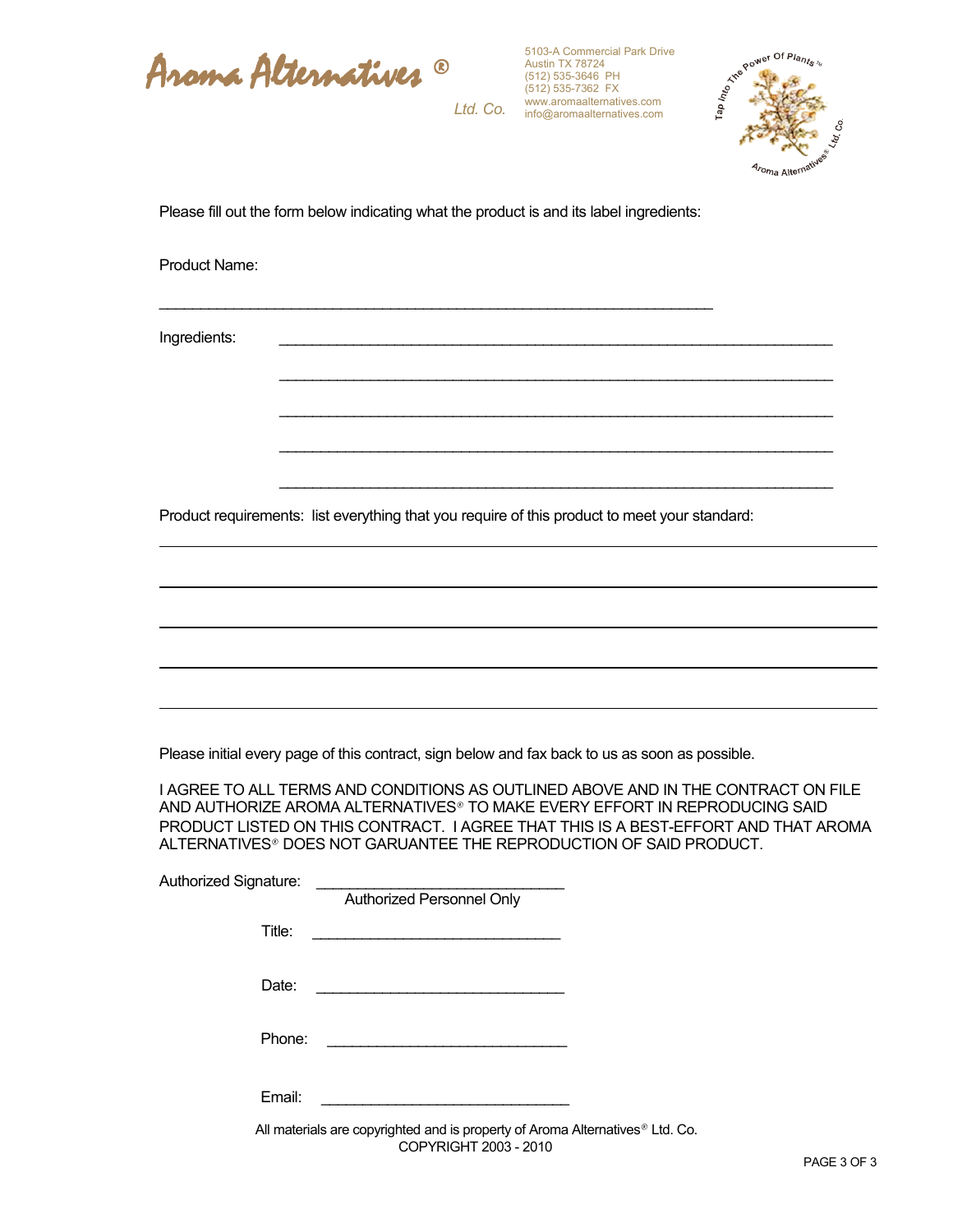Aroma Alternatives ® Ltd. Co.

5103-A Commercial Park Drive
Austin TX 78724
(512) 535-3646 PH
(512) 535-7362 FX
www.aromaalternatives.com
info@aromaalternatives.com

Please fill out the form below indicating what the product is and its label ingredients:

Product Name:

___________________________________________________________________

Ingredients: ___________________________________________________________________

___________________________________________________________________

___________________________________________________________________

___________________________________________________________________

___________________________________________________________________

Product requirements: list everything that you require of this product to meet your standard:

___________________________________________________________________

___________________________________________________________________

___________________________________________________________________

___________________________________________________________________

___________________________________________________________________

Please initial every page of this contract, sign below and fax back to us as soon as possible.

I AGREE TO ALL TERMS AND CONDITIONS AS OUTLINED ABOVE AND IN THE CONTRACT ON FILE AND AUTHORIZE AROMA ALTERNATIVES® TO MAKE EVERY EFFORT IN REPRODUCING SAID PRODUCT LISTED ON THIS CONTRACT. I AGREE THAT THIS IS A BEST-EFFORT AND THAT AROMA ALTERNATIVES® DOES NOT GARUANTEE THE REPRODUCTION OF SAID PRODUCT.

Authorized Signature: ______________________________
Authorized Personnel Only

Title: ______________________________

Date: ______________________________

Phone: ______________________________

Email: ______________________________

All materials are copyrighted and is property of Aroma Alternatives® Ltd. Co.
COPYRIGHT 2003 - 2010